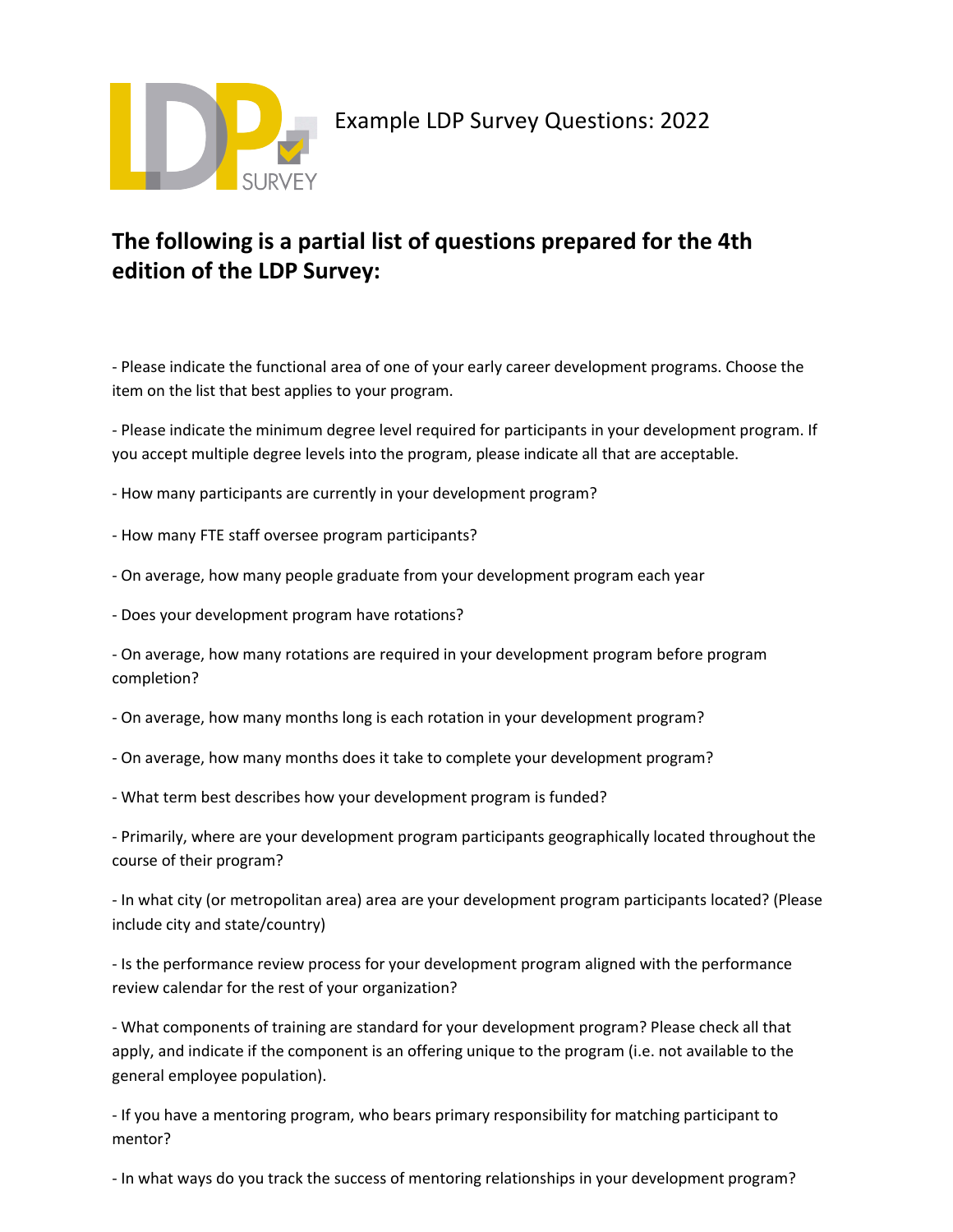Example LDP Survey Questions: 2022

## The following is a partial list of questions prepared for the 4th edition of the LDP Survey:

- Please indicate the functional area of one of your early career development programs. Choose the item on the list that best applies to your program.

- Please indicate the minimum degree level required for participants in your development program. If you accept multiple degree levels into the program, please indicate all that are acceptable.

- How many participants are currently in your development program?

- How many FTE staff oversee program participants?

- On average, how many people graduate from your development program each year

- Does your development program have rotations?

- On average, how many rotations are required in your development program before program completion?

- On average, how many months long is each rotation in your development program?

- On average, how many months does it take to complete your development program?

- What term best describes how your development program is funded?

- Primarily, where are your development program participants geographically located throughout the course of their program?

- In what city (or metropolitan area) area are your development program participants located? (Please include city and state/country)

- Is the performance review process for your development program aligned with the performance review calendar for the rest of your organization?

- What components of training are standard for your development program? Please check all that apply, and indicate if the component is an offering unique to the program (i.e. not available to the general employee population).

- If you have a mentoring program, who bears primary responsibility for matching participant to mentor?

- In what ways do you track the success of mentoring relationships in your development program?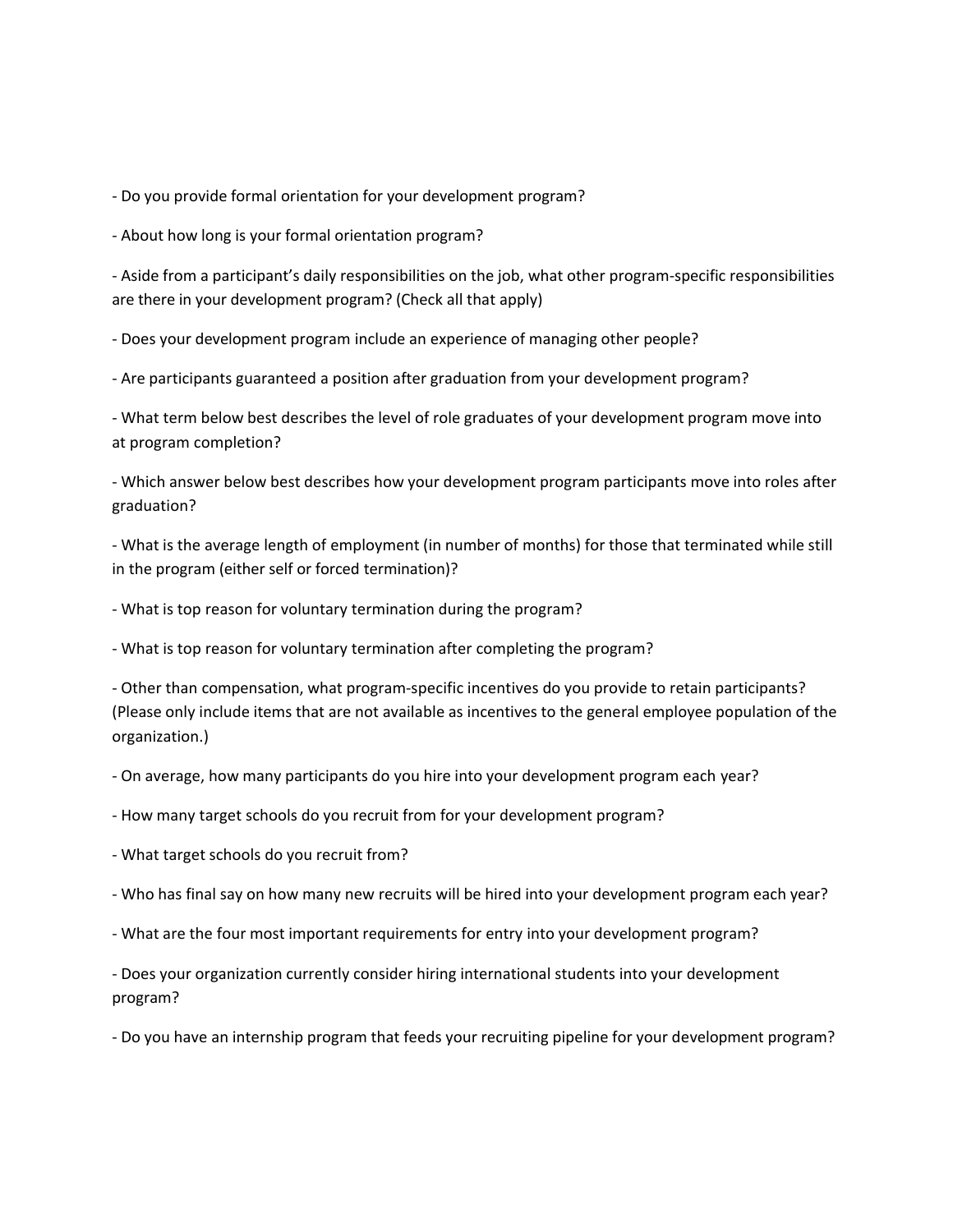- Do you provide formal orientation for your development program?

- About how long is your formal orientation program?

- Aside from a participant's daily responsibilities on the job, what other program-specific responsibilities are there in your development program? (Check all that apply)

- Does your development program include an experience of managing other people?

- Are participants guaranteed a position after graduation from your development program?

- What term below best describes the level of role graduates of your development program move into at program completion?

- Which answer below best describes how your development program participants move into roles after graduation?

- What is the average length of employment (in number of months) for those that terminated while still in the program (either self or forced termination)?

- What is top reason for voluntary termination during the program?

- What is top reason for voluntary termination after completing the program?

- Other than compensation, what program-specific incentives do you provide to retain participants? (Please only include items that are not available as incentives to the general employee population of the organization.)

- On average, how many participants do you hire into your development program each year?

- How many target schools do you recruit from for your development program?

- What target schools do you recruit from?

- Who has final say on how many new recruits will be hired into your development program each year?

- What are the four most important requirements for entry into your development program?

- Does your organization currently consider hiring international students into your development program?

- Do you have an internship program that feeds your recruiting pipeline for your development program?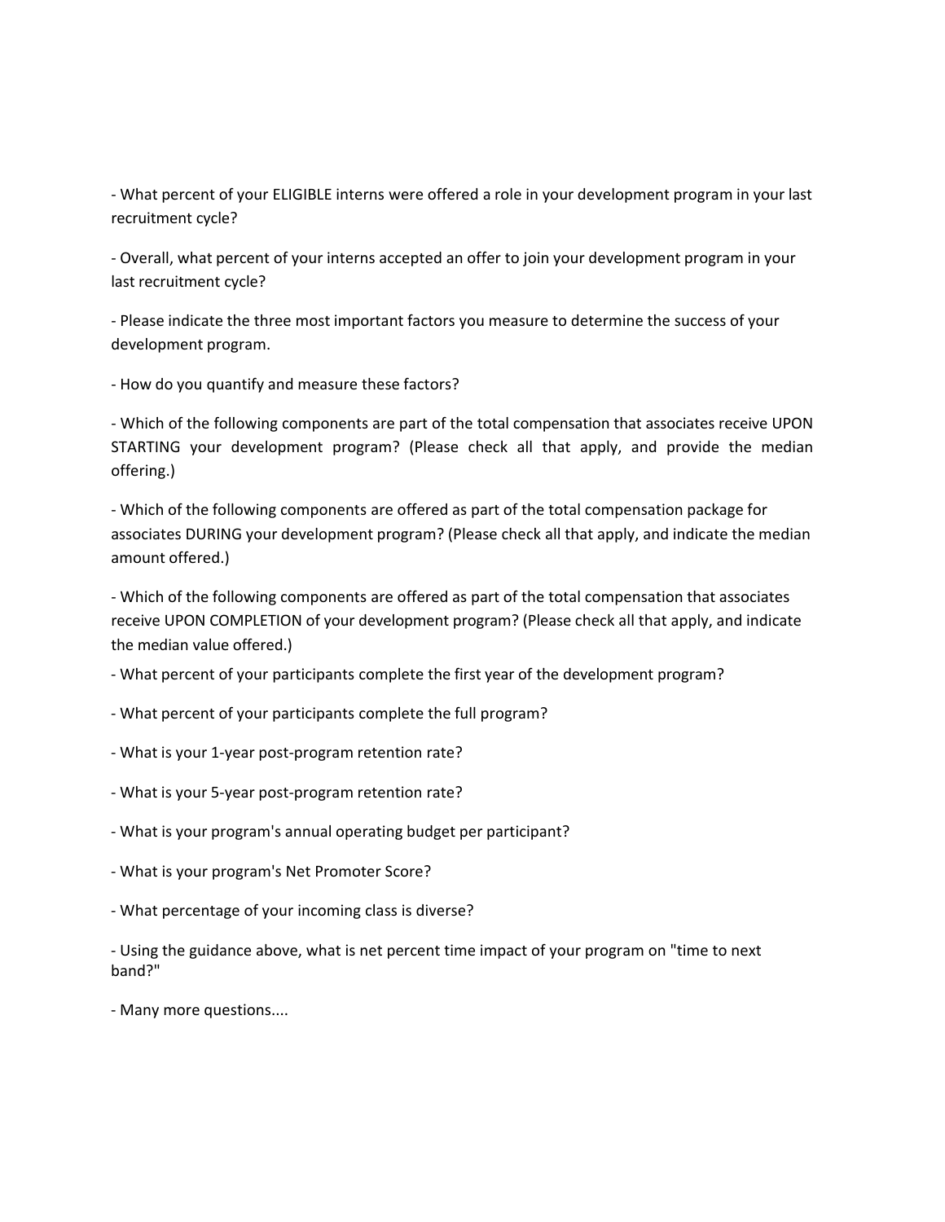- What percent of your ELIGIBLE interns were offered a role in your development program in your last recruitment cycle?

- Overall, what percent of your interns accepted an offer to join your development program in your last recruitment cycle?

- Please indicate the three most important factors you measure to determine the success of your development program.

- How do you quantify and measure these factors?

- Which of the following components are part of the total compensation that associates receive UPON STARTING your development program? (Please check all that apply, and provide the median offering.)

- Which of the following components are offered as part of the total compensation package for associates DURING your development program? (Please check all that apply, and indicate the median amount offered.)

- Which of the following components are offered as part of the total compensation that associates receive UPON COMPLETION of your development program? (Please check all that apply, and indicate the median value offered.)

- What percent of your participants complete the first year of the development program?

- What percent of your participants complete the full program?

- What is your 1-year post-program retention rate?

- What is your 5-year post-program retention rate?

- What is your program's annual operating budget per participant?

- What is your program's Net Promoter Score?

- What percentage of your incoming class is diverse?

- Using the guidance above, what is net percent time impact of your program on "time to next band?"

- Many more questions....